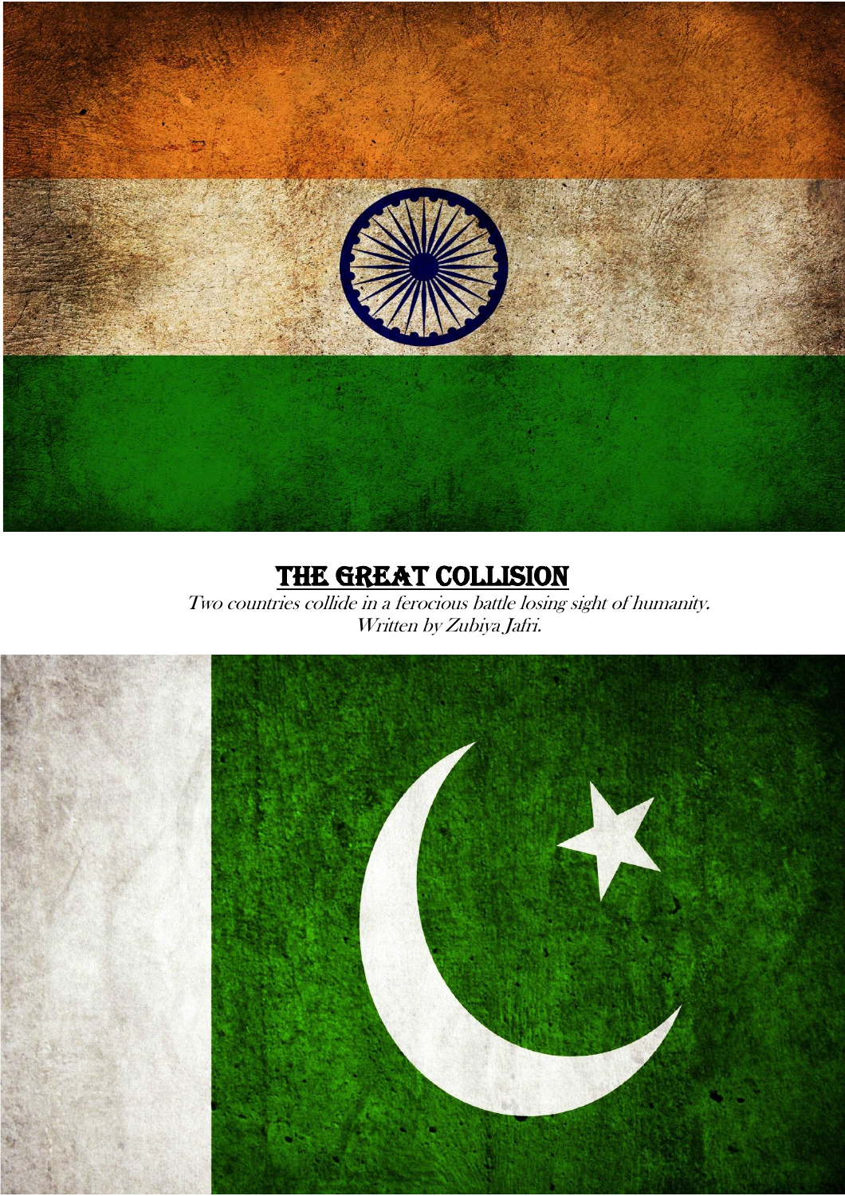# THE GREAT COLLISION

*Two countries collide in a ferocious battle losing sight of humanity.*
*Written by Zubiya Jafri.*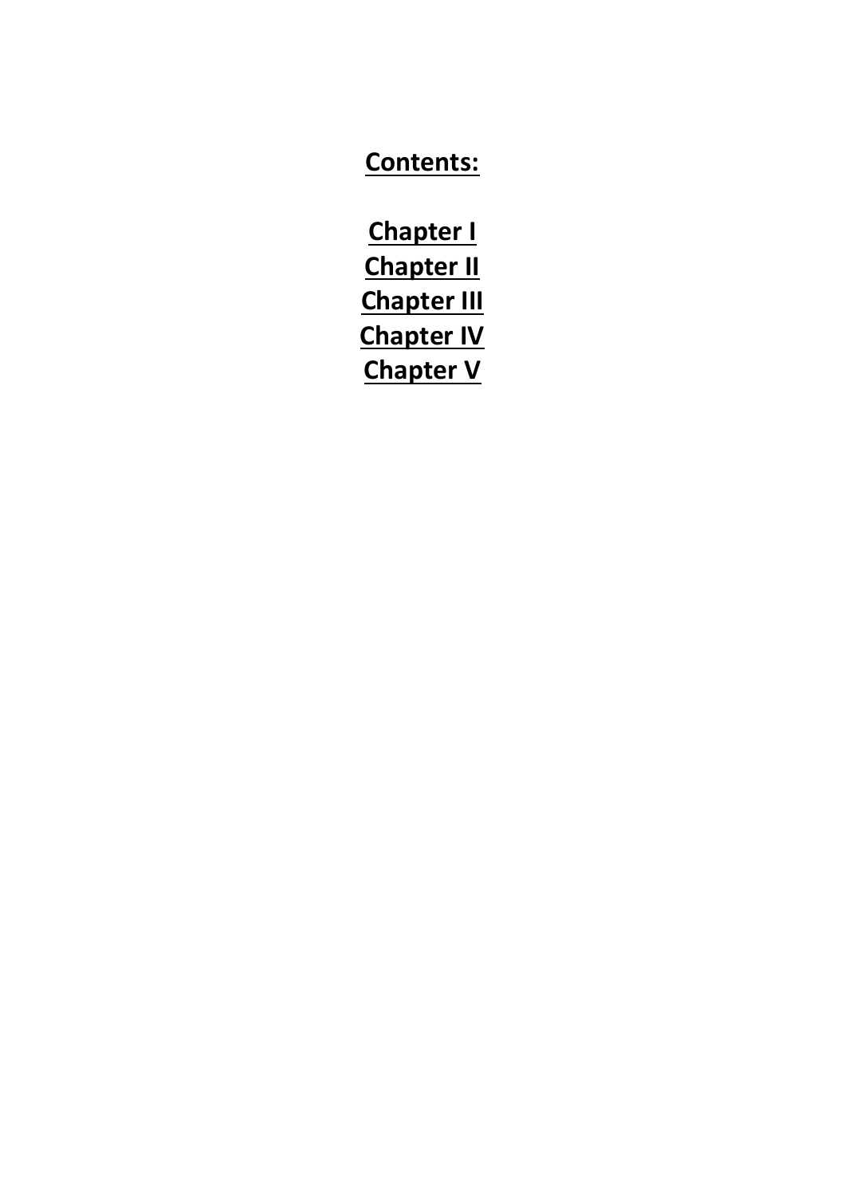# **Contents:**

**Chapter I**
**Chapter II**
**Chapter III**
**Chapter IV**
**Chapter V**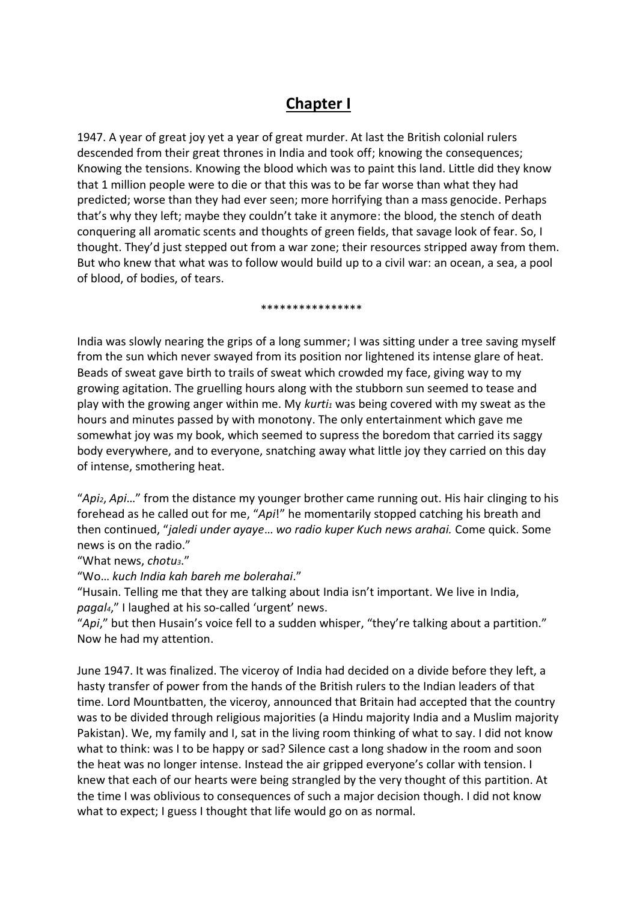# Chapter I

1947. A year of great joy yet a year of great murder. At last the British colonial rulers descended from their great thrones in India and took off; knowing the consequences; Knowing the tensions. Knowing the blood which was to paint this land. Little did they know that 1 million people were to die or that this was to be far worse than what they had predicted; worse than they had ever seen; more horrifying than a mass genocide. Perhaps that's why they left; maybe they couldn't take it anymore: the blood, the stench of death conquering all aromatic scents and thoughts of green fields, that savage look of fear. So, I thought. They'd just stepped out from a war zone; their resources stripped away from them. But who knew that what was to follow would build up to a civil war: an ocean, a sea, a pool of blood, of bodies, of tears.

****************

India was slowly nearing the grips of a long summer; I was sitting under a tree saving myself from the sun which never swayed from its position nor lightened its intense glare of heat. Beads of sweat gave birth to trails of sweat which crowded my face, giving way to my growing agitation. The gruelling hours along with the stubborn sun seemed to tease and play with the growing anger within me. My *kurti*[1] was being covered with my sweat as the hours and minutes passed by with monotony. The only entertainment which gave me somewhat joy was my book, which seemed to supress the boredom that carried its saggy body everywhere, and to everyone, snatching away what little joy they carried on this day of intense, smothering heat.

"*Api*[2], *Api*…" from the distance my younger brother came running out. His hair clinging to his forehead as he called out for me, "*Api*!" he momentarily stopped catching his breath and then continued, "*jaledi under ayaye… wo radio kuper Kuch news arahai.* Come quick. Some news is on the radio."

"What news, *chotu*[3]."

"Wo… *kuch India kah bareh me bolerahai*."

"Husain. Telling me that they are talking about India isn't important. We live in India, *pagal*[4]," I laughed at his so-called 'urgent' news.

"*Api*," but then Husain's voice fell to a sudden whisper, "they're talking about a partition." Now he had my attention.

June 1947. It was finalized. The viceroy of India had decided on a divide before they left, a hasty transfer of power from the hands of the British rulers to the Indian leaders of that time. Lord Mountbatten, the viceroy, announced that Britain had accepted that the country was to be divided through religious majorities (a Hindu majority India and a Muslim majority Pakistan). We, my family and I, sat in the living room thinking of what to say. I did not know what to think: was I to be happy or sad? Silence cast a long shadow in the room and soon the heat was no longer intense. Instead the air gripped everyone's collar with tension. I knew that each of our hearts were being strangled by the very thought of this partition. At the time I was oblivious to consequences of such a major decision though. I did not know what to expect; I guess I thought that life would go on as normal.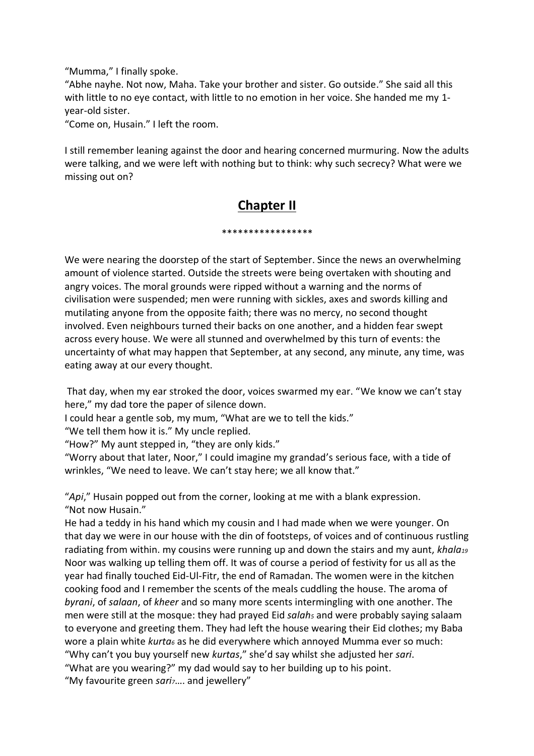"Mumma," I finally spoke.
"Abhe nayhe. Not now, Maha. Take your brother and sister. Go outside." She said all this with little to no eye contact, with little to no emotion in her voice. She handed me my 1-year-old sister.
"Come on, Husain." I left the room.

I still remember leaning against the door and hearing concerned murmuring. Now the adults were talking, and we were left with nothing but to think: why such secrecy? What were we missing out on?

## **Chapter II**

*****************

We were nearing the doorstep of the start of September. Since the news an overwhelming amount of violence started. Outside the streets were being overtaken with shouting and angry voices. The moral grounds were ripped without a warning and the norms of civilisation were suspended; men were running with sickles, axes and swords killing and mutilating anyone from the opposite faith; there was no mercy, no second thought involved. Even neighbours turned their backs on one another, and a hidden fear swept across every house. We were all stunned and overwhelmed by this turn of events: the uncertainty of what may happen that September, at any second, any minute, any time, was eating away at our every thought.

That day, when my ear stroked the door, voices swarmed my ear. "We know we can't stay here," my dad tore the paper of silence down.
I could hear a gentle sob, my mum, "What are we to tell the kids."
"We tell them how it is." My uncle replied.
"How?" My aunt stepped in, "they are only kids."
"Worry about that later, Noor," I could imagine my grandad's serious face, with a tide of wrinkles, "We need to leave. We can't stay here; we all know that."

"*Api*," Husain popped out from the corner, looking at me with a blank expression.
"Not now Husain."
He had a teddy in his hand which my cousin and I had made when we were younger. On that day we were in our house with the din of footsteps, of voices and of continuous rustling radiating from within. my cousins were running up and down the stairs and my aunt, *khala*[19] Noor was walking up telling them off. It was of course a period of festivity for us all as the year had finally touched Eid-Ul-Fitr, the end of Ramadan. The women were in the kitchen cooking food and I remember the scents of the meals cuddling the house. The aroma of *byrani*, of *salaan*, of *kheer* and so many more scents intermingling with one another. The men were still at the mosque: they had prayed Eid *salah*[5] and were probably saying salaam to everyone and greeting them. They had left the house wearing their Eid clothes; my Baba wore a plain white *kurta*[6] as he did everywhere which annoyed Mumma ever so much:
"Why can't you buy yourself new *kurtas*," she'd say whilst she adjusted her *sari*.
"What are you wearing?" my dad would say to her building up to his point.
"My favourite green *sari*[7]…. and jewellery"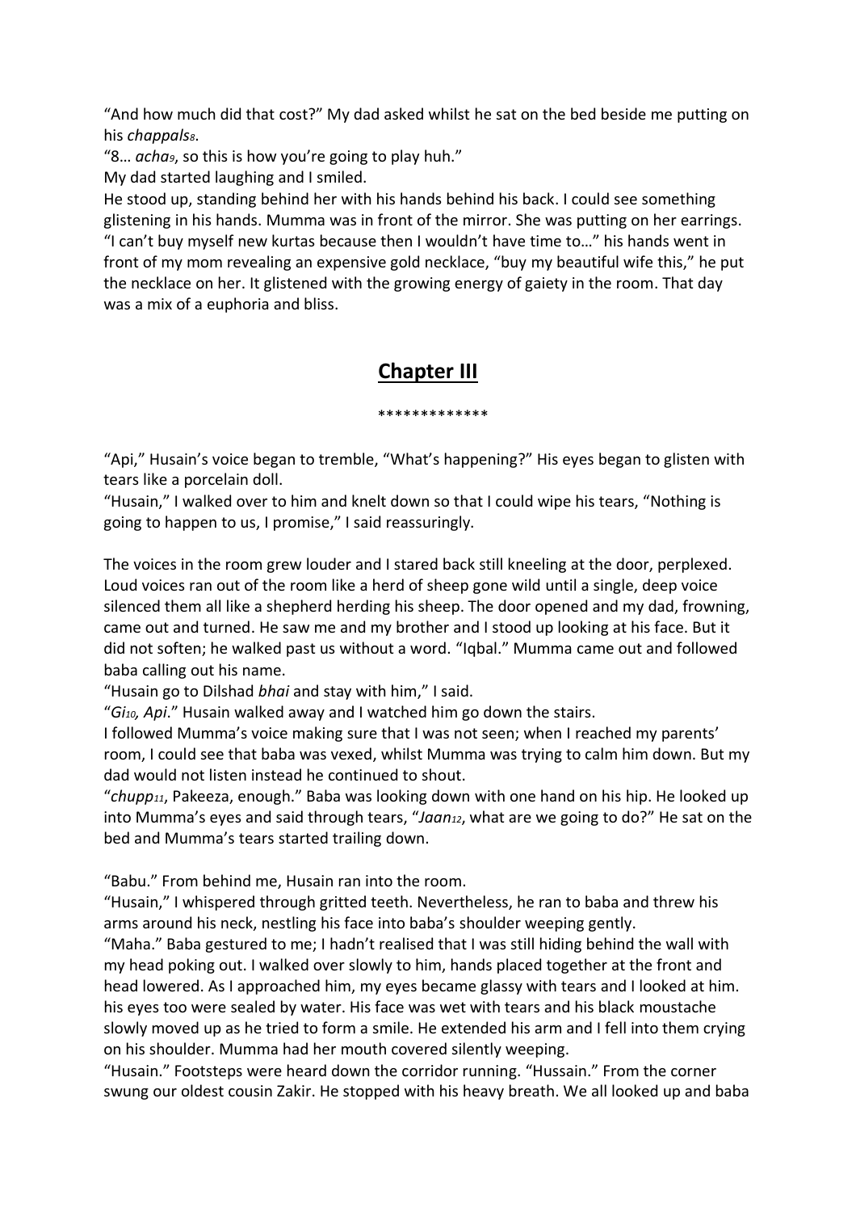"And how much did that cost?" My dad asked whilst he sat on the bed beside me putting on his *chappals*[8].

"8… *acha*[9], so this is how you're going to play huh."

My dad started laughing and I smiled.

He stood up, standing behind her with his hands behind his back. I could see something glistening in his hands. Mumma was in front of the mirror. She was putting on her earrings. "I can't buy myself new kurtas because then I wouldn't have time to…" his hands went in front of my mom revealing an expensive gold necklace, "buy my beautiful wife this," he put the necklace on her. It glistened with the growing energy of gaiety in the room. That day was a mix of a euphoria and bliss.

## Chapter III

*************

"Api," Husain's voice began to tremble, "What's happening?" His eyes began to glisten with tears like a porcelain doll.

"Husain," I walked over to him and knelt down so that I could wipe his tears, "Nothing is going to happen to us, I promise," I said reassuringly.

The voices in the room grew louder and I stared back still kneeling at the door, perplexed. Loud voices ran out of the room like a herd of sheep gone wild until a single, deep voice silenced them all like a shepherd herding his sheep. The door opened and my dad, frowning, came out and turned. He saw me and my brother and I stood up looking at his face. But it did not soften; he walked past us without a word. "Iqbal." Mumma came out and followed baba calling out his name.

"Husain go to Dilshad *bhai* and stay with him," I said.

"*Gi*[10]*, Api*." Husain walked away and I watched him go down the stairs.

I followed Mumma's voice making sure that I was not seen; when I reached my parents' room, I could see that baba was vexed, whilst Mumma was trying to calm him down. But my dad would not listen instead he continued to shout.

"*chupp*[11], Pakeeza, enough." Baba was looking down with one hand on his hip. He looked up into Mumma's eyes and said through tears, "*Jaan*[12], what are we going to do?" He sat on the bed and Mumma's tears started trailing down.

"Babu." From behind me, Husain ran into the room.

"Husain," I whispered through gritted teeth. Nevertheless, he ran to baba and threw his arms around his neck, nestling his face into baba's shoulder weeping gently.

"Maha." Baba gestured to me; I hadn't realised that I was still hiding behind the wall with my head poking out. I walked over slowly to him, hands placed together at the front and head lowered. As I approached him, my eyes became glassy with tears and I looked at him. his eyes too were sealed by water. His face was wet with tears and his black moustache slowly moved up as he tried to form a smile. He extended his arm and I fell into them crying on his shoulder. Mumma had her mouth covered silently weeping.

"Husain." Footsteps were heard down the corridor running. "Hussain." From the corner swung our oldest cousin Zakir. He stopped with his heavy breath. We all looked up and baba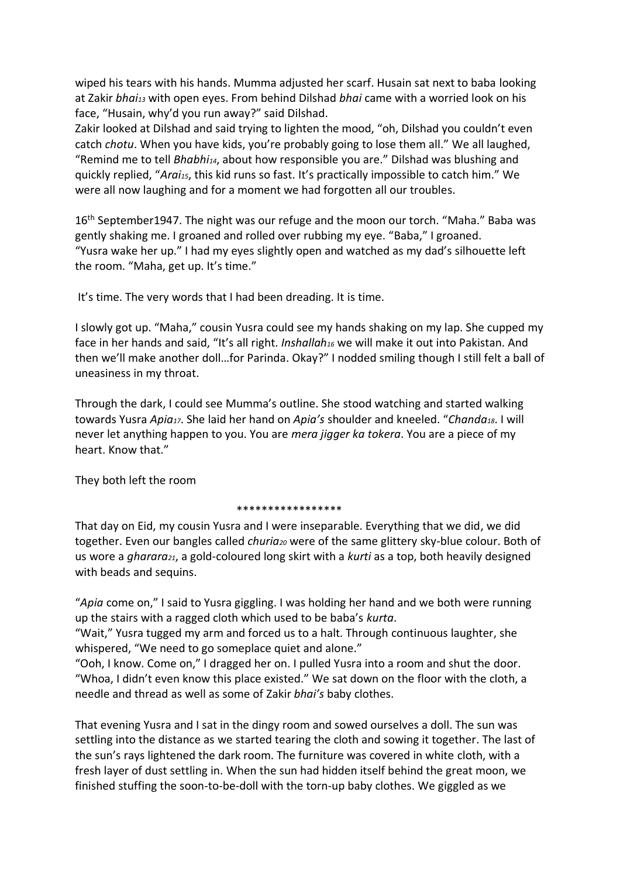wiped his tears with his hands. Mumma adjusted her scarf. Husain sat next to baba looking at Zakir *bhai*[13] with open eyes. From behind Dilshad *bhai* came with a worried look on his face, "Husain, why'd you run away?" said Dilshad.
Zakir looked at Dilshad and said trying to lighten the mood, "oh, Dilshad you couldn't even catch *chotu*. When you have kids, you're probably going to lose them all." We all laughed, "Remind me to tell *Bhabhi*[14], about how responsible you are." Dilshad was blushing and quickly replied, "*Arai*[15], this kid runs so fast. It's practically impossible to catch him." We were all now laughing and for a moment we had forgotten all our troubles.

16th September1947. The night was our refuge and the moon our torch. "Maha." Baba was gently shaking me. I groaned and rolled over rubbing my eye. "Baba," I groaned.
"Yusra wake her up." I had my eyes slightly open and watched as my dad's silhouette left the room. "Maha, get up. It's time."

It's time. The very words that I had been dreading. It is time.

I slowly got up. "Maha," cousin Yusra could see my hands shaking on my lap. She cupped my face in her hands and said, "It's all right. *Inshallah*[16] we will make it out into Pakistan. And then we'll make another doll…for Parinda. Okay?" I nodded smiling though I still felt a ball of uneasiness in my throat.

Through the dark, I could see Mumma's outline. She stood watching and started walking towards Yusra *Apia*[17]. She laid her hand on *Apia's* shoulder and kneeled. "*Chanda*[18]. I will never let anything happen to you. You are *mera jigger ka tokera*. You are a piece of my heart. Know that."

They both left the room

*****************

That day on Eid, my cousin Yusra and I were inseparable. Everything that we did, we did together. Even our bangles called *churia*[20] were of the same glittery sky-blue colour. Both of us wore a *gharara*[21], a gold-coloured long skirt with a *kurti* as a top, both heavily designed with beads and sequins.

"*Apia* come on," I said to Yusra giggling. I was holding her hand and we both were running up the stairs with a ragged cloth which used to be baba's *kurta*.
"Wait," Yusra tugged my arm and forced us to a halt. Through continuous laughter, she whispered, "We need to go someplace quiet and alone."
"Ooh, I know. Come on," I dragged her on. I pulled Yusra into a room and shut the door. "Whoa, I didn't even know this place existed." We sat down on the floor with the cloth, a needle and thread as well as some of Zakir *bhai's* baby clothes.

That evening Yusra and I sat in the dingy room and sowed ourselves a doll. The sun was settling into the distance as we started tearing the cloth and sowing it together. The last of the sun's rays lightened the dark room. The furniture was covered in white cloth, with a fresh layer of dust settling in. When the sun had hidden itself behind the great moon, we finished stuffing the soon-to-be-doll with the torn-up baby clothes. We giggled as we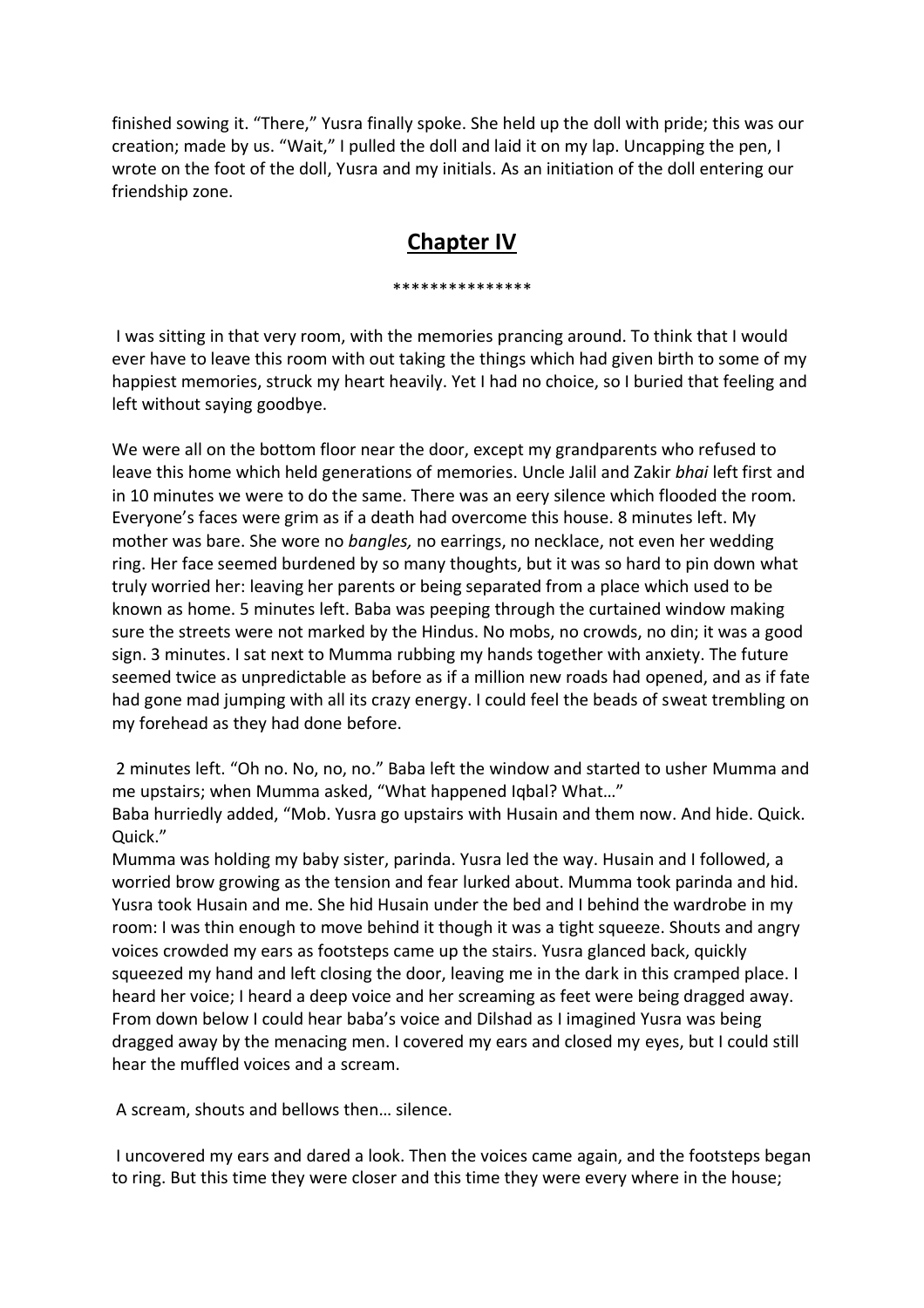finished sowing it. “There,” Yusra finally spoke. She held up the doll with pride; this was our creation; made by us. “Wait,” I pulled the doll and laid it on my lap. Uncapping the pen, I wrote on the foot of the doll, Yusra and my initials. As an initiation of the doll entering our friendship zone.

## **Chapter IV**

***************

I was sitting in that very room, with the memories prancing around. To think that I would ever have to leave this room with out taking the things which had given birth to some of my happiest memories, struck my heart heavily. Yet I had no choice, so I buried that feeling and left without saying goodbye.

We were all on the bottom floor near the door, except my grandparents who refused to leave this home which held generations of memories. Uncle Jalil and Zakir *bhai* left first and in 10 minutes we were to do the same. There was an eery silence which flooded the room. Everyone’s faces were grim as if a death had overcome this house. 8 minutes left. My mother was bare. She wore no *bangles,* no earrings, no necklace, not even her wedding ring. Her face seemed burdened by so many thoughts, but it was so hard to pin down what truly worried her: leaving her parents or being separated from a place which used to be known as home. 5 minutes left. Baba was peeping through the curtained window making sure the streets were not marked by the Hindus. No mobs, no crowds, no din; it was a good sign. 3 minutes. I sat next to Mumma rubbing my hands together with anxiety. The future seemed twice as unpredictable as before as if a million new roads had opened, and as if fate had gone mad jumping with all its crazy energy. I could feel the beads of sweat trembling on my forehead as they had done before.

2 minutes left. “Oh no. No, no, no.” Baba left the window and started to usher Mumma and me upstairs; when Mumma asked, “What happened Iqbal? What…”
Baba hurriedly added, “Mob. Yusra go upstairs with Husain and them now. And hide. Quick. Quick.”
Mumma was holding my baby sister, parinda. Yusra led the way. Husain and I followed, a worried brow growing as the tension and fear lurked about. Mumma took parinda and hid. Yusra took Husain and me. She hid Husain under the bed and I behind the wardrobe in my room: I was thin enough to move behind it though it was a tight squeeze. Shouts and angry voices crowded my ears as footsteps came up the stairs. Yusra glanced back, quickly squeezed my hand and left closing the door, leaving me in the dark in this cramped place. I heard her voice; I heard a deep voice and her screaming as feet were being dragged away. From down below I could hear baba’s voice and Dilshad as I imagined Yusra was being dragged away by the menacing men. I covered my ears and closed my eyes, but I could still hear the muffled voices and a scream.

A scream, shouts and bellows then… silence.

I uncovered my ears and dared a look. Then the voices came again, and the footsteps began to ring. But this time they were closer and this time they were every where in the house;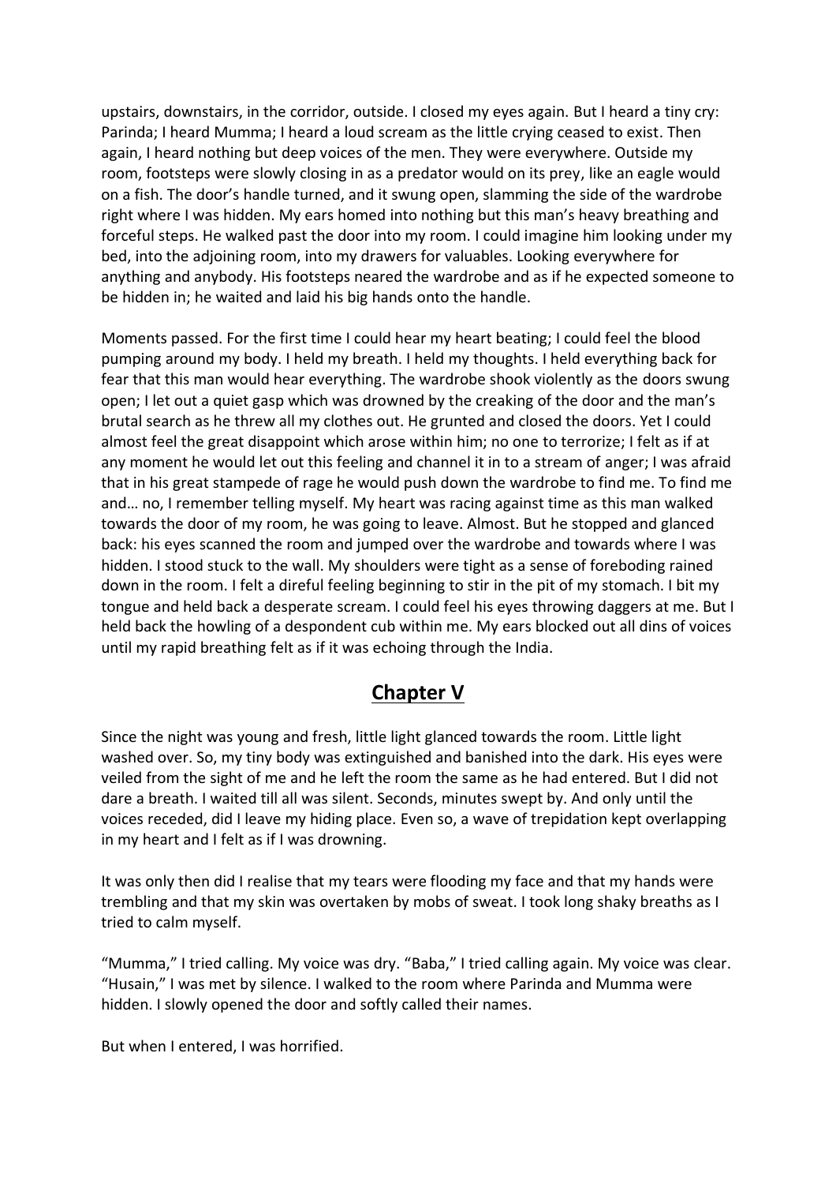upstairs, downstairs, in the corridor, outside. I closed my eyes again. But I heard a tiny cry: Parinda; I heard Mumma; I heard a loud scream as the little crying ceased to exist. Then again, I heard nothing but deep voices of the men. They were everywhere. Outside my room, footsteps were slowly closing in as a predator would on its prey, like an eagle would on a fish. The door's handle turned, and it swung open, slamming the side of the wardrobe right where I was hidden. My ears homed into nothing but this man's heavy breathing and forceful steps. He walked past the door into my room. I could imagine him looking under my bed, into the adjoining room, into my drawers for valuables. Looking everywhere for anything and anybody. His footsteps neared the wardrobe and as if he expected someone to be hidden in; he waited and laid his big hands onto the handle.

Moments passed. For the first time I could hear my heart beating; I could feel the blood pumping around my body. I held my breath. I held my thoughts. I held everything back for fear that this man would hear everything. The wardrobe shook violently as the doors swung open; I let out a quiet gasp which was drowned by the creaking of the door and the man's brutal search as he threw all my clothes out. He grunted and closed the doors. Yet I could almost feel the great disappoint which arose within him; no one to terrorize; I felt as if at any moment he would let out this feeling and channel it in to a stream of anger; I was afraid that in his great stampede of rage he would push down the wardrobe to find me. To find me and… no, I remember telling myself. My heart was racing against time as this man walked towards the door of my room, he was going to leave. Almost. But he stopped and glanced back: his eyes scanned the room and jumped over the wardrobe and towards where I was hidden. I stood stuck to the wall. My shoulders were tight as a sense of foreboding rained down in the room. I felt a direful feeling beginning to stir in the pit of my stomach. I bit my tongue and held back a desperate scream. I could feel his eyes throwing daggers at me. But I held back the howling of a despondent cub within me. My ears blocked out all dins of voices until my rapid breathing felt as if it was echoing through the India.

## Chapter V

Since the night was young and fresh, little light glanced towards the room. Little light washed over. So, my tiny body was extinguished and banished into the dark. His eyes were veiled from the sight of me and he left the room the same as he had entered. But I did not dare a breath. I waited till all was silent. Seconds, minutes swept by. And only until the voices receded, did I leave my hiding place. Even so, a wave of trepidation kept overlapping in my heart and I felt as if I was drowning.

It was only then did I realise that my tears were flooding my face and that my hands were trembling and that my skin was overtaken by mobs of sweat. I took long shaky breaths as I tried to calm myself.

"Mumma," I tried calling. My voice was dry. "Baba," I tried calling again. My voice was clear. "Husain," I was met by silence. I walked to the room where Parinda and Mumma were hidden. I slowly opened the door and softly called their names.

But when I entered, I was horrified.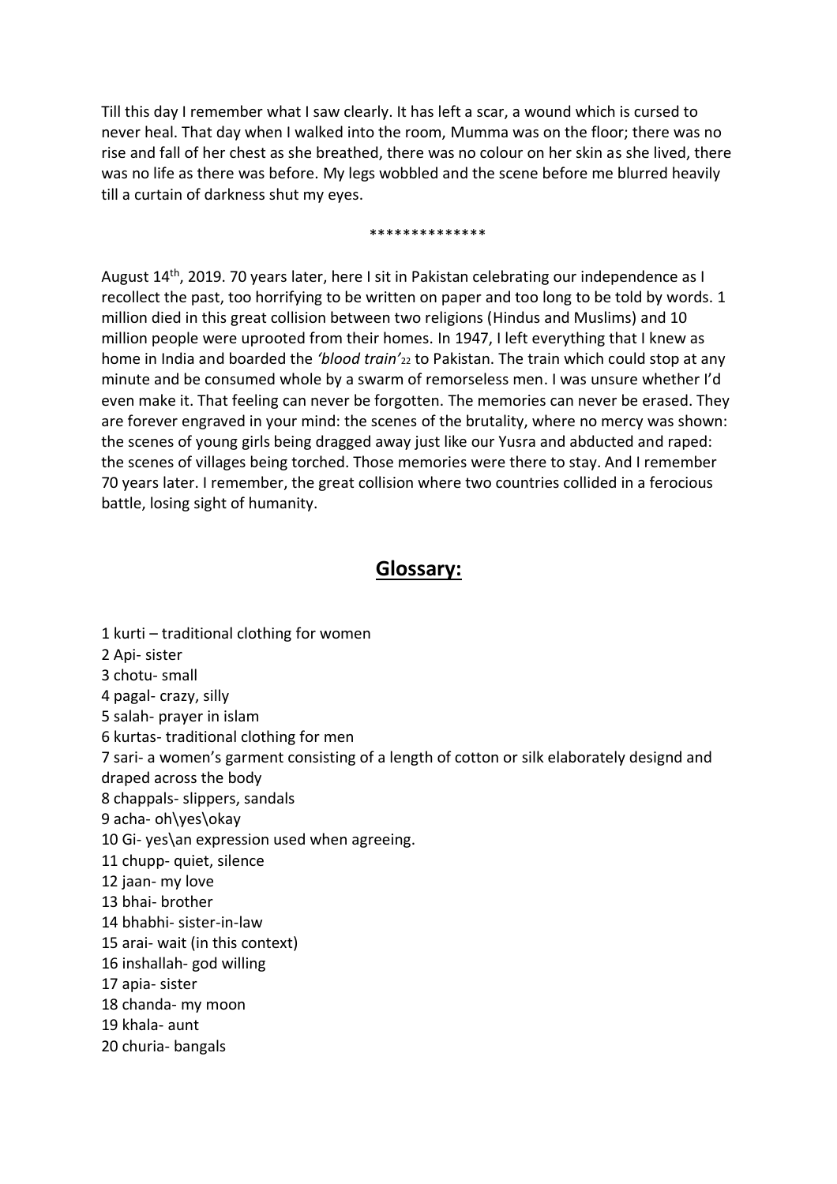Till this day I remember what I saw clearly. It has left a scar, a wound which is cursed to never heal. That day when I walked into the room, Mumma was on the floor; there was no rise and fall of her chest as she breathed, there was no colour on her skin as she lived, there was no life as there was before. My legs wobbled and the scene before me blurred heavily till a curtain of darkness shut my eyes.

**************

August 14th, 2019. 70 years later, here I sit in Pakistan celebrating our independence as I recollect the past, too horrifying to be written on paper and too long to be told by words. 1 million died in this great collision between two religions (Hindus and Muslims) and 10 million people were uprooted from their homes. In 1947, I left everything that I knew as home in India and boarded the *'blood train'*[22] to Pakistan. The train which could stop at any minute and be consumed whole by a swarm of remorseless men. I was unsure whether I'd even make it. That feeling can never be forgotten. The memories can never be erased. They are forever engraved in your mind: the scenes of the brutality, where no mercy was shown: the scenes of young girls being dragged away just like our Yusra and abducted and raped: the scenes of villages being torched. Those memories were there to stay. And I remember 70 years later. I remember, the great collision where two countries collided in a ferocious battle, losing sight of humanity.

## Glossary:

1 kurti – traditional clothing for women
2 Api- sister
3 chotu- small
4 pagal- crazy, silly
5 salah- prayer in islam
6 kurtas- traditional clothing for men
7 sari- a women's garment consisting of a length of cotton or silk elaborately designd and draped across the body
8 chappals- slippers, sandals
9 acha- oh\yes\okay
10 Gi- yes\an expression used when agreeing.
11 chupp- quiet, silence
12 jaan- my love
13 bhai- brother
14 bhabhi- sister-in-law
15 arai- wait (in this context)
16 inshallah- god willing
17 apia- sister
18 chanda- my moon
19 khala- aunt
20 churia- bangals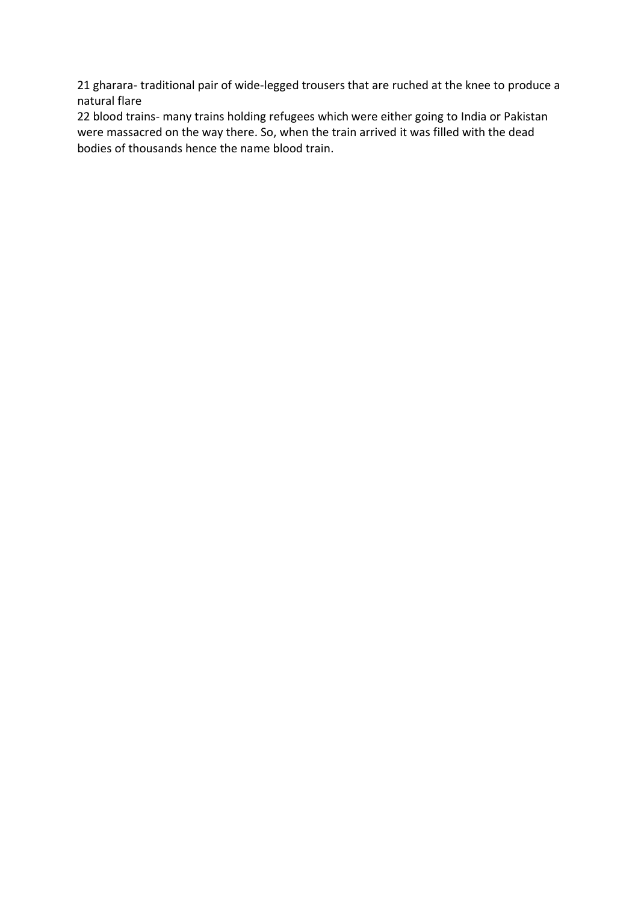21 gharara- traditional pair of wide-legged trousers that are ruched at the knee to produce a natural flare

22 blood trains- many trains holding refugees which were either going to India or Pakistan were massacred on the way there. So, when the train arrived it was filled with the dead bodies of thousands hence the name blood train.